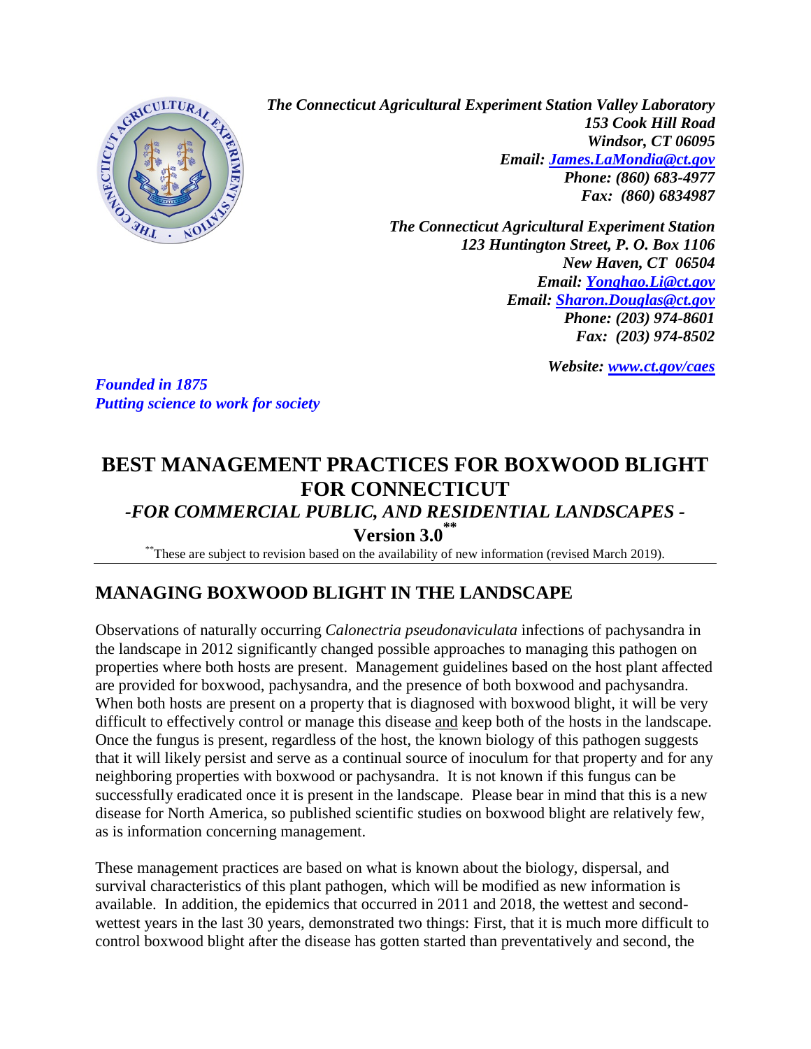*The Connecticut Agricultural Experiment Station Valley Laboratory*
*153 Cook Hill Road*
*Windsor, CT 06095*
*Email: [James.LaMondia@ct.gov](mailto:James.LaMondia@ct.gov)*
*Phone: (860) 683-4977*
*Fax: (860) 6834987*

*The Connecticut Agricultural Experiment Station*
*123 Huntington Street, P. O. Box 1106*
*New Haven, CT 06504*
*Email: [Yonghao.Li@ct.gov](mailto:Yonghao.Li@ct.gov)*
*Email: [Sharon.Douglas@ct.gov](mailto:Sharon.Douglas@ct.gov)*
*Phone: (203) 974-8601*
*Fax: (203) 974-8502*

*Website: [www.ct.gov/caes](http://www.ct.gov/caes)*

*Founded in 1875*
*Putting science to work for society*

# BEST MANAGEMENT PRACTICES FOR BOXWOOD BLIGHT FOR CONNECTICUT

## *-FOR COMMERCIAL PUBLIC, AND RESIDENTIAL LANDSCAPES -*

## Version 3.0**

**These are subject to revision based on the availability of new information (revised March 2019).

## MANAGING BOXWOOD BLIGHT IN THE LANDSCAPE

Observations of naturally occurring *Calonectria pseudonaviculata* infections of pachysandra in the landscape in 2012 significantly changed possible approaches to managing this pathogen on properties where both hosts are present. Management guidelines based on the host plant affected are provided for boxwood, pachysandra, and the presence of both boxwood and pachysandra. When both hosts are present on a property that is diagnosed with boxwood blight, it will be very difficult to effectively control or manage this disease and keep both of the hosts in the landscape. Once the fungus is present, regardless of the host, the known biology of this pathogen suggests that it will likely persist and serve as a continual source of inoculum for that property and for any neighboring properties with boxwood or pachysandra. It is not known if this fungus can be successfully eradicated once it is present in the landscape. Please bear in mind that this is a new disease for North America, so published scientific studies on boxwood blight are relatively few, as is information concerning management.

These management practices are based on what is known about the biology, dispersal, and survival characteristics of this plant pathogen, which will be modified as new information is available. In addition, the epidemics that occurred in 2011 and 2018, the wettest and second-wettest years in the last 30 years, demonstrated two things: First, that it is much more difficult to control boxwood blight after the disease has gotten started than preventatively and second, the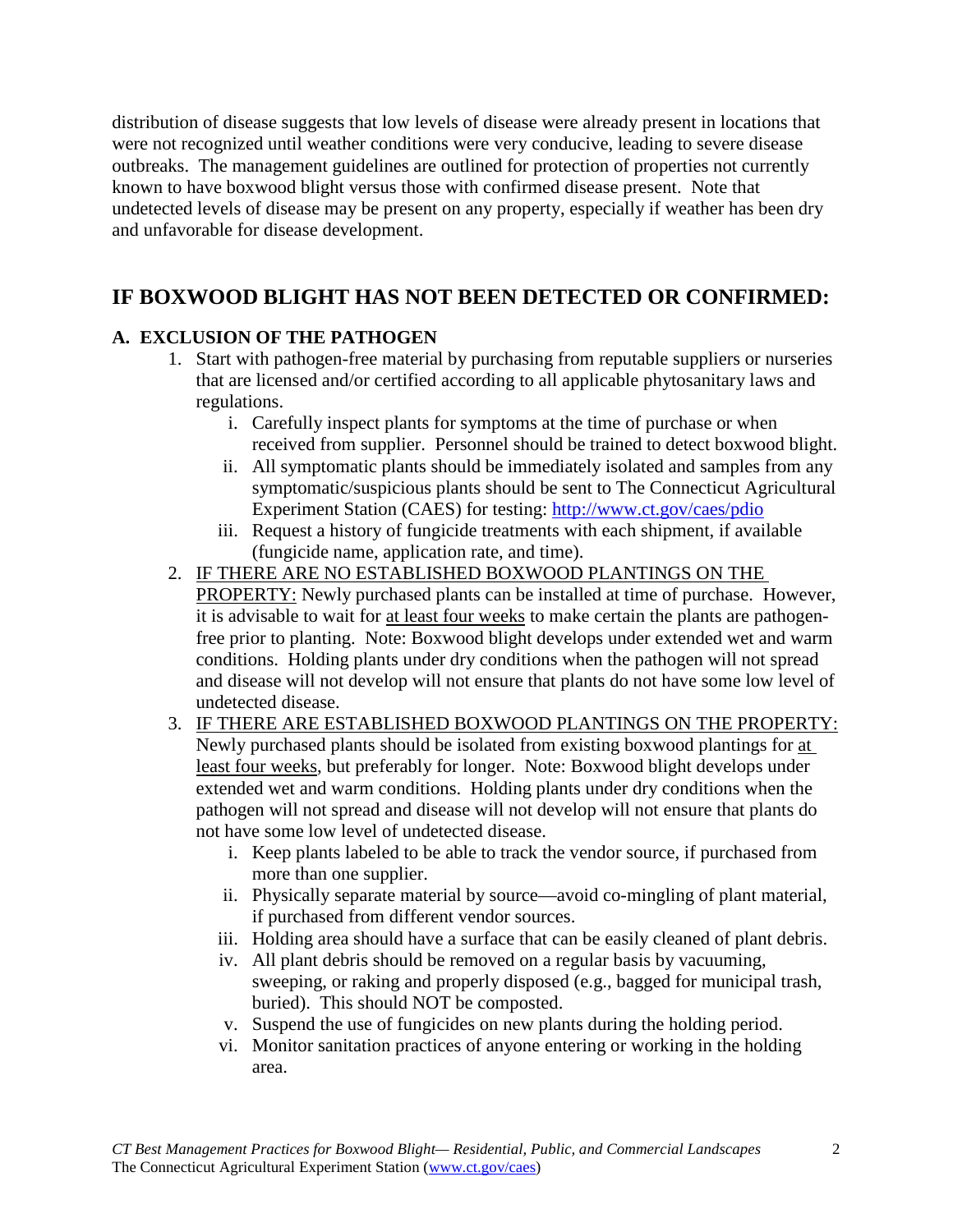distribution of disease suggests that low levels of disease were already present in locations that were not recognized until weather conditions were very conducive, leading to severe disease outbreaks. The management guidelines are outlined for protection of properties not currently known to have boxwood blight versus those with confirmed disease present. Note that undetected levels of disease may be present on any property, especially if weather has been dry and unfavorable for disease development.

## IF BOXWOOD BLIGHT HAS NOT BEEN DETECTED OR CONFIRMED:

### A. EXCLUSION OF THE PATHOGEN

1. Start with pathogen-free material by purchasing from reputable suppliers or nurseries that are licensed and/or certified according to all applicable phytosanitary laws and regulations.
   - i. Carefully inspect plants for symptoms at the time of purchase or when received from supplier. Personnel should be trained to detect boxwood blight.
   - ii. All symptomatic plants should be immediately isolated and samples from any symptomatic/suspicious plants should be sent to The Connecticut Agricultural Experiment Station (CAES) for testing: http://www.ct.gov/caes/pdio
   - iii. Request a history of fungicide treatments with each shipment, if available (fungicide name, application rate, and time).
2. IF THERE ARE NO ESTABLISHED BOXWOOD PLANTINGS ON THE PROPERTY: Newly purchased plants can be installed at time of purchase. However, it is advisable to wait for at least four weeks to make certain the plants are pathogen-free prior to planting. Note: Boxwood blight develops under extended wet and warm conditions. Holding plants under dry conditions when the pathogen will not spread and disease will not develop will not ensure that plants do not have some low level of undetected disease.
3. IF THERE ARE ESTABLISHED BOXWOOD PLANTINGS ON THE PROPERTY: Newly purchased plants should be isolated from existing boxwood plantings for at least four weeks, but preferably for longer. Note: Boxwood blight develops under extended wet and warm conditions. Holding plants under dry conditions when the pathogen will not spread and disease will not develop will not ensure that plants do not have some low level of undetected disease.
   - i. Keep plants labeled to be able to track the vendor source, if purchased from more than one supplier.
   - ii. Physically separate material by source—avoid co-mingling of plant material, if purchased from different vendor sources.
   - iii. Holding area should have a surface that can be easily cleaned of plant debris.
   - iv. All plant debris should be removed on a regular basis by vacuuming, sweeping, or raking and properly disposed (e.g., bagged for municipal trash, buried). This should NOT be composted.
   - v. Suspend the use of fungicides on new plants during the holding period.
   - vi. Monitor sanitation practices of anyone entering or working in the holding area.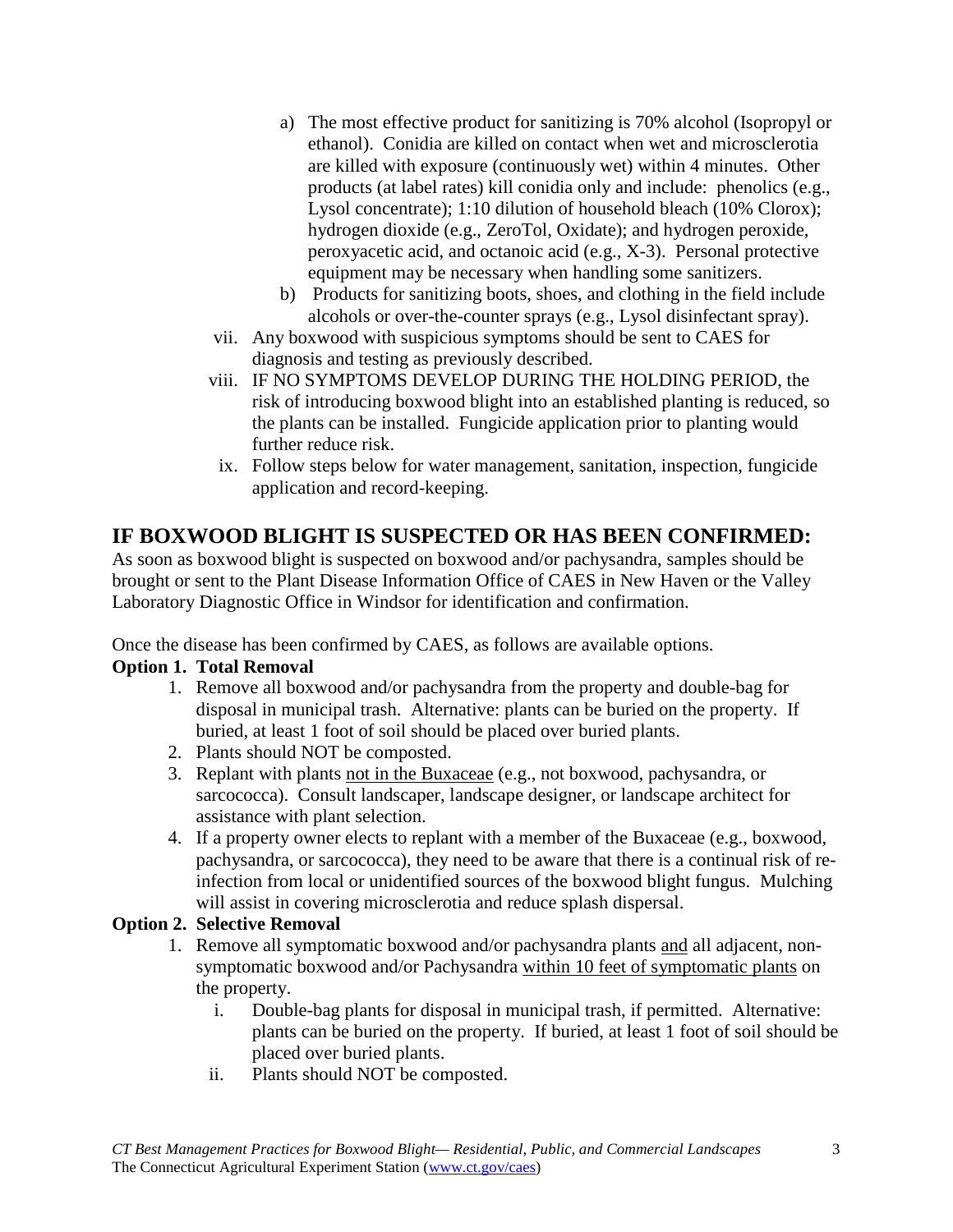a) The most effective product for sanitizing is 70% alcohol (Isopropyl or ethanol). Conidia are killed on contact when wet and microsclerotia are killed with exposure (continuously wet) within 4 minutes. Other products (at label rates) kill conidia only and include: phenolics (e.g., Lysol concentrate); 1:10 dilution of household bleach (10% Clorox); hydrogen dioxide (e.g., ZeroTol, Oxidate); and hydrogen peroxide, peroxyacetic acid, and octanoic acid (e.g., X-3). Personal protective equipment may be necessary when handling some sanitizers.

b) Products for sanitizing boots, shoes, and clothing in the field include alcohols or over-the-counter sprays (e.g., Lysol disinfectant spray).

vii. Any boxwood with suspicious symptoms should be sent to CAES for diagnosis and testing as previously described.

viii. IF NO SYMPTOMS DEVELOP DURING THE HOLDING PERIOD, the risk of introducing boxwood blight into an established planting is reduced, so the plants can be installed. Fungicide application prior to planting would further reduce risk.

ix. Follow steps below for water management, sanitation, inspection, fungicide application and record-keeping.

## IF BOXWOOD BLIGHT IS SUSPECTED OR HAS BEEN CONFIRMED:

As soon as boxwood blight is suspected on boxwood and/or pachysandra, samples should be brought or sent to the Plant Disease Information Office of CAES in New Haven or the Valley Laboratory Diagnostic Office in Windsor for identification and confirmation.

Once the disease has been confirmed by CAES, as follows are available options.

**Option 1. Total Removal**

1. Remove all boxwood and/or pachysandra from the property and double-bag for disposal in municipal trash. Alternative: plants can be buried on the property. If buried, at least 1 foot of soil should be placed over buried plants.
2. Plants should NOT be composted.
3. Replant with plants <u>not in the Buxaceae</u> (e.g., not boxwood, pachysandra, or sarcococca). Consult landscaper, landscape designer, or landscape architect for assistance with plant selection.
4. If a property owner elects to replant with a member of the Buxaceae (e.g., boxwood, pachysandra, or sarcococca), they need to be aware that there is a continual risk of re-infection from local or unidentified sources of the boxwood blight fungus. Mulching will assist in covering microsclerotia and reduce splash dispersal.

**Option 2. Selective Removal**

1. Remove all symptomatic boxwood and/or pachysandra plants <u>and</u> all adjacent, non-symptomatic boxwood and/or Pachysandra <u>within 10 feet of symptomatic plants</u> on the property.
   i. Double-bag plants for disposal in municipal trash, if permitted. Alternative: plants can be buried on the property. If buried, at least 1 foot of soil should be placed over buried plants.
   ii. Plants should NOT be composted.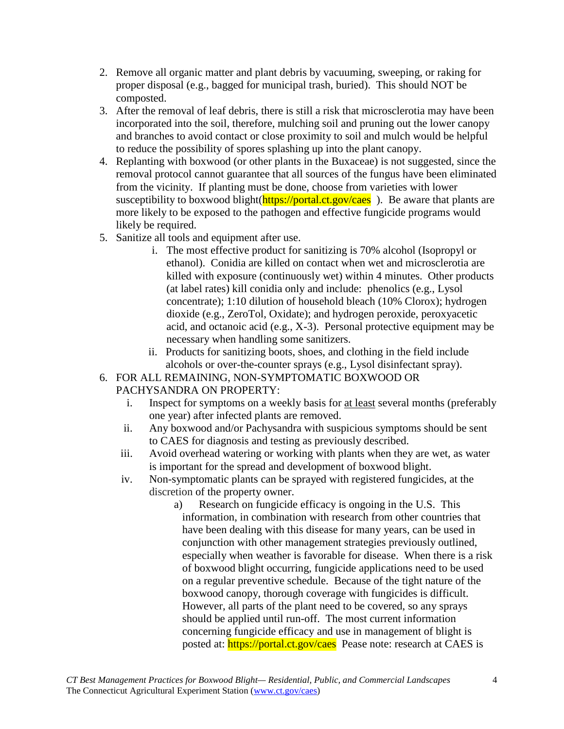2. Remove all organic matter and plant debris by vacuuming, sweeping, or raking for proper disposal (e.g., bagged for municipal trash, buried). This should NOT be composted.
3. After the removal of leaf debris, there is still a risk that microsclerotia may have been incorporated into the soil, therefore, mulching soil and pruning out the lower canopy and branches to avoid contact or close proximity to soil and mulch would be helpful to reduce the possibility of spores splashing up into the plant canopy.
4. Replanting with boxwood (or other plants in the Buxaceae) is not suggested, since the removal protocol cannot guarantee that all sources of the fungus have been eliminated from the vicinity. If planting must be done, choose from varieties with lower susceptibility to boxwood blight(https://portal.ct.gov/caes ). Be aware that plants are more likely to be exposed to the pathogen and effective fungicide programs would likely be required.
5. Sanitize all tools and equipment after use.
   i. The most effective product for sanitizing is 70% alcohol (Isopropyl or ethanol). Conidia are killed on contact when wet and microsclerotia are killed with exposure (continuously wet) within 4 minutes. Other products (at label rates) kill conidia only and include: phenolics (e.g., Lysol concentrate); 1:10 dilution of household bleach (10% Clorox); hydrogen dioxide (e.g., ZeroTol, Oxidate); and hydrogen peroxide, peroxyacetic acid, and octanoic acid (e.g., X-3). Personal protective equipment may be necessary when handling some sanitizers.
   ii. Products for sanitizing boots, shoes, and clothing in the field include alcohols or over-the-counter sprays (e.g., Lysol disinfectant spray).
6. FOR ALL REMAINING, NON-SYMPTOMATIC BOXWOOD OR PACHYSANDRA ON PROPERTY:
   i. Inspect for symptoms on a weekly basis for <u>at least</u> several months (preferably one year) after infected plants are removed.
   ii. Any boxwood and/or Pachysandra with suspicious symptoms should be sent to CAES for diagnosis and testing as previously described.
   iii. Avoid overhead watering or working with plants when they are wet, as water is important for the spread and development of boxwood blight.
   iv. Non-symptomatic plants can be sprayed with registered fungicides, at the discretion of the property owner.
      a) Research on fungicide efficacy is ongoing in the U.S. This information, in combination with research from other countries that have been dealing with this disease for many years, can be used in conjunction with other management strategies previously outlined, especially when weather is favorable for disease. When there is a risk of boxwood blight occurring, fungicide applications need to be used on a regular preventive schedule. Because of the tight nature of the boxwood canopy, thorough coverage with fungicides is difficult. However, all parts of the plant need to be covered, so any sprays should be applied until run-off. The most current information concerning fungicide efficacy and use in management of blight is posted at: https://portal.ct.gov/caes Pease note: research at CAES is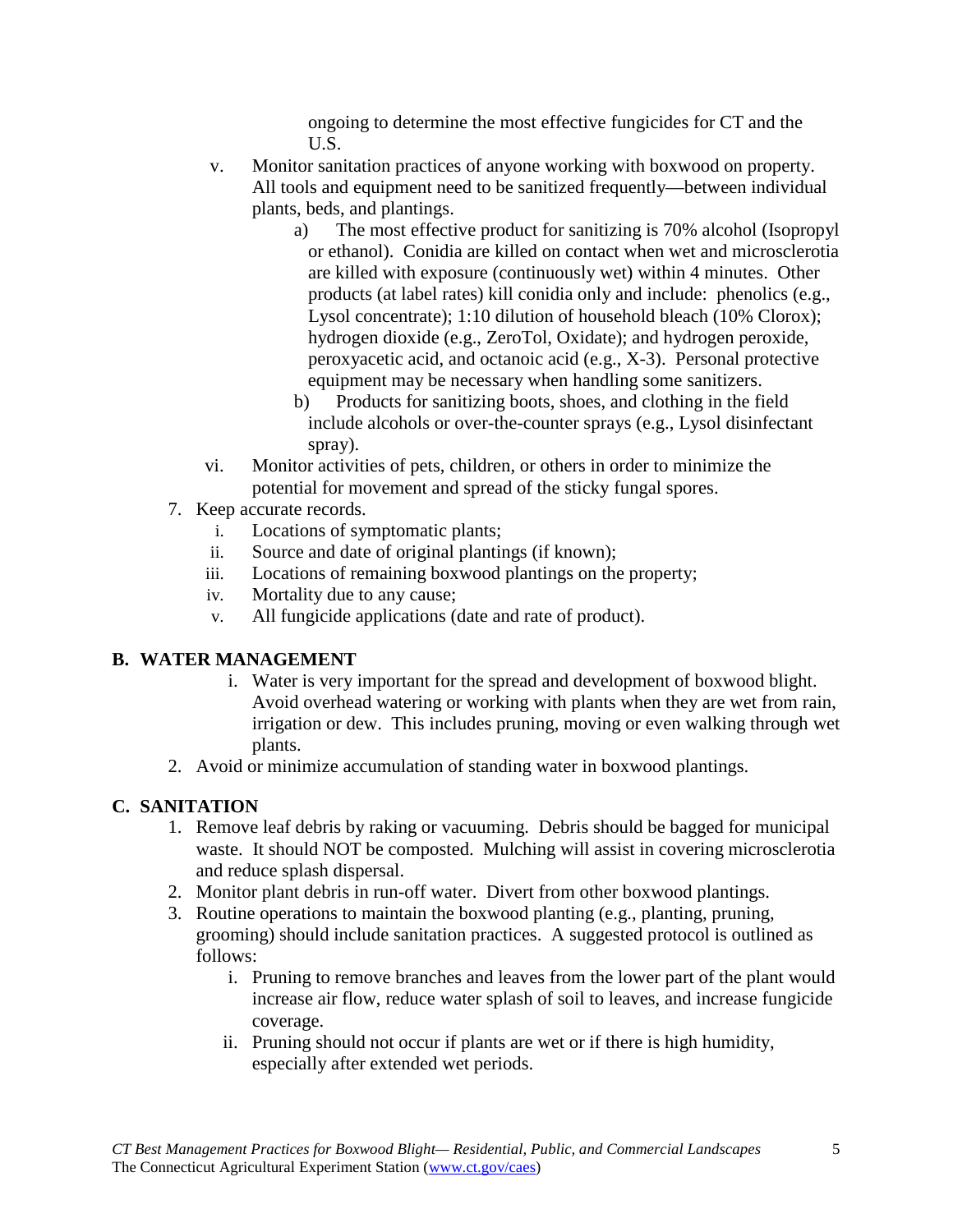ongoing to determine the most effective fungicides for CT and the U.S.

v. Monitor sanitation practices of anyone working with boxwood on property. All tools and equipment need to be sanitized frequently—between individual plants, beds, and plantings.
   a) The most effective product for sanitizing is 70% alcohol (Isopropyl or ethanol). Conidia are killed on contact when wet and microsclerotia are killed with exposure (continuously wet) within 4 minutes. Other products (at label rates) kill conidia only and include: phenolics (e.g., Lysol concentrate); 1:10 dilution of household bleach (10% Clorox); hydrogen dioxide (e.g., ZeroTol, Oxidate); and hydrogen peroxide, peroxyacetic acid, and octanoic acid (e.g., X-3). Personal protective equipment may be necessary when handling some sanitizers.
   b) Products for sanitizing boots, shoes, and clothing in the field include alcohols or over-the-counter sprays (e.g., Lysol disinfectant spray).

vi. Monitor activities of pets, children, or others in order to minimize the potential for movement and spread of the sticky fungal spores.

7. Keep accurate records.
   i. Locations of symptomatic plants;
   ii. Source and date of original plantings (if known);
   iii. Locations of remaining boxwood plantings on the property;
   iv. Mortality due to any cause;
   v. All fungicide applications (date and rate of product).

## B. WATER MANAGEMENT

i. Water is very important for the spread and development of boxwood blight. Avoid overhead watering or working with plants when they are wet from rain, irrigation or dew. This includes pruning, moving or even walking through wet plants.

2. Avoid or minimize accumulation of standing water in boxwood plantings.

## C. SANITATION

1. Remove leaf debris by raking or vacuuming. Debris should be bagged for municipal waste. It should NOT be composted. Mulching will assist in covering microsclerotia and reduce splash dispersal.
2. Monitor plant debris in run-off water. Divert from other boxwood plantings.
3. Routine operations to maintain the boxwood planting (e.g., planting, pruning, grooming) should include sanitation practices. A suggested protocol is outlined as follows:
   i. Pruning to remove branches and leaves from the lower part of the plant would increase air flow, reduce water splash of soil to leaves, and increase fungicide coverage.
   ii. Pruning should not occur if plants are wet or if there is high humidity, especially after extended wet periods.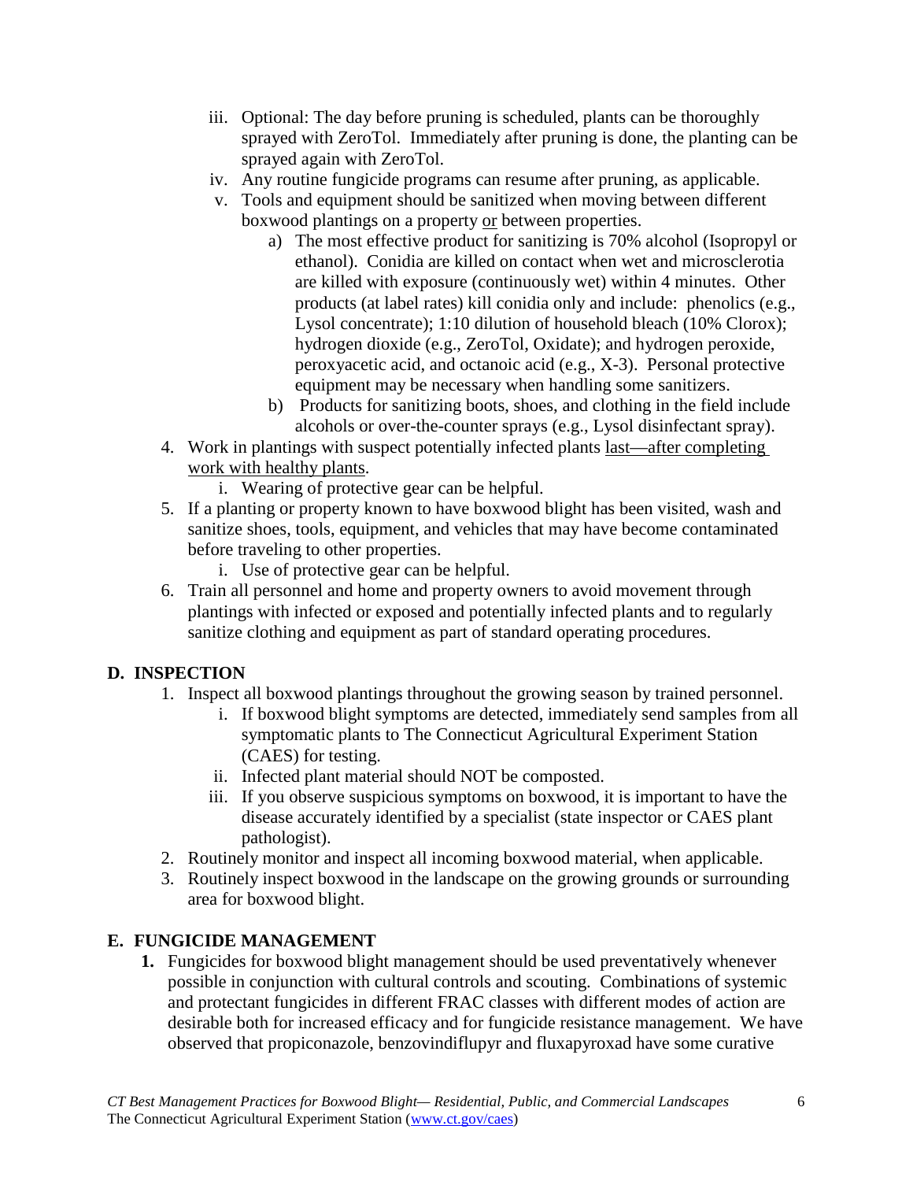iii. Optional: The day before pruning is scheduled, plants can be thoroughly sprayed with ZeroTol. Immediately after pruning is done, the planting can be sprayed again with ZeroTol.
   iv. Any routine fungicide programs can resume after pruning, as applicable.
   v. Tools and equipment should be sanitized when moving between different boxwood plantings on a property <u>or</u> between properties.
      a) The most effective product for sanitizing is 70% alcohol (Isopropyl or ethanol). Conidia are killed on contact when wet and microsclerotia are killed with exposure (continuously wet) within 4 minutes. Other products (at label rates) kill conidia only and include: phenolics (e.g., Lysol concentrate); 1:10 dilution of household bleach (10% Clorox); hydrogen dioxide (e.g., ZeroTol, Oxidate); and hydrogen peroxide, peroxyacetic acid, and octanoic acid (e.g., X-3). Personal protective equipment may be necessary when handling some sanitizers.
      b) Products for sanitizing boots, shoes, and clothing in the field include alcohols or over-the-counter sprays (e.g., Lysol disinfectant spray).
4. Work in plantings with suspect potentially infected plants <u>last—after completing work with healthy plants</u>.
   i. Wearing of protective gear can be helpful.
5. If a planting or property known to have boxwood blight has been visited, wash and sanitize shoes, tools, equipment, and vehicles that may have become contaminated before traveling to other properties.
   i. Use of protective gear can be helpful.
6. Train all personnel and home and property owners to avoid movement through plantings with infected or exposed and potentially infected plants and to regularly sanitize clothing and equipment as part of standard operating procedures.

## D. INSPECTION

1. Inspect all boxwood plantings throughout the growing season by trained personnel.
   i. If boxwood blight symptoms are detected, immediately send samples from all symptomatic plants to The Connecticut Agricultural Experiment Station (CAES) for testing.
   ii. Infected plant material should NOT be composted.
   iii. If you observe suspicious symptoms on boxwood, it is important to have the disease accurately identified by a specialist (state inspector or CAES plant pathologist).
2. Routinely monitor and inspect all incoming boxwood material, when applicable.
3. Routinely inspect boxwood in the landscape on the growing grounds or surrounding area for boxwood blight.

## E. FUNGICIDE MANAGEMENT

1. Fungicides for boxwood blight management should be used preventatively whenever possible in conjunction with cultural controls and scouting. Combinations of systemic and protectant fungicides in different FRAC classes with different modes of action are desirable both for increased efficacy and for fungicide resistance management. We have observed that propiconazole, benzovindiflupyr and fluxapyroxad have some curative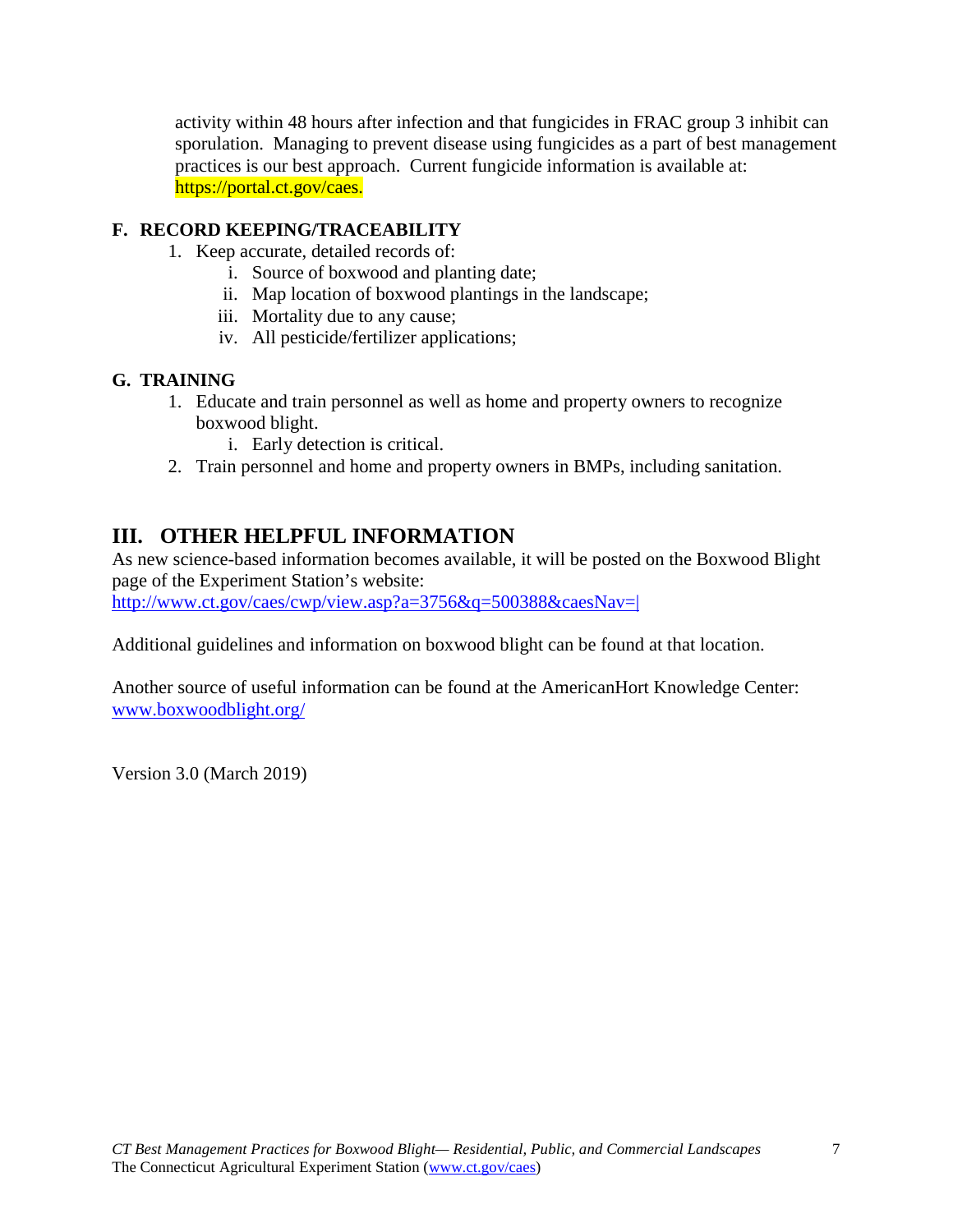activity within 48 hours after infection and that fungicides in FRAC group 3 inhibit can sporulation. Managing to prevent disease using fungicides as a part of best management practices is our best approach. Current fungicide information is available at: https://portal.ct.gov/caes.

### F. RECORD KEEPING/TRACEABILITY

1. Keep accurate, detailed records of:
    i. Source of boxwood and planting date;
    ii. Map location of boxwood plantings in the landscape;
    iii. Mortality due to any cause;
    iv. All pesticide/fertilizer applications;

### G. TRAINING

1. Educate and train personnel as well as home and property owners to recognize boxwood blight.
    i. Early detection is critical.
2. Train personnel and home and property owners in BMPs, including sanitation.

## III. OTHER HELPFUL INFORMATION

As new science-based information becomes available, it will be posted on the Boxwood Blight page of the Experiment Station's website:
http://www.ct.gov/caes/cwp/view.asp?a=3756&q=500388&caesNav=|

Additional guidelines and information on boxwood blight can be found at that location.

Another source of useful information can be found at the AmericanHort Knowledge Center:
www.boxwoodblight.org/

Version 3.0 (March 2019)